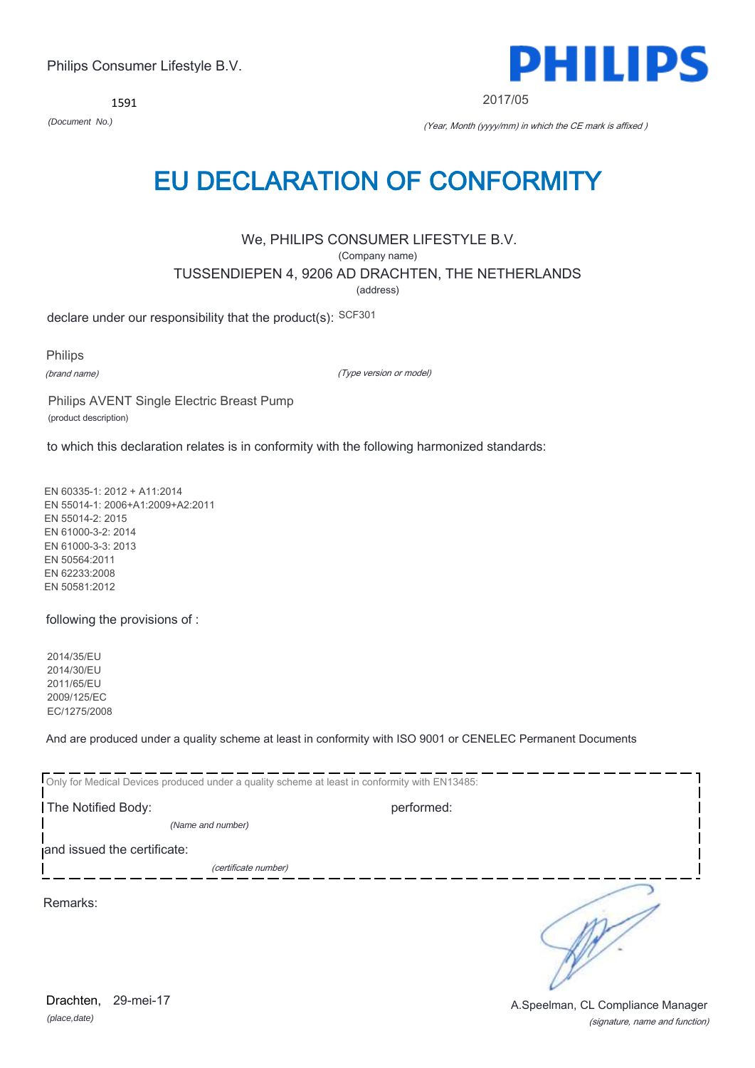Philips Consumer Lifestyle B.V.

1591

*(Document No.)*

PHILIPS

2017/05

*(Year, Month (yyyy/mm) in which the CE mark is affixed )*

# EU DECLARATION OF CONFORMITY

We, PHILIPS CONSUMER LIFESTYLE B.V.

(Company name)

TUSSENDIEPEN 4, 9206 AD DRACHTEN, THE NETHERLANDS

(address)

declare under our responsibility that the product(s): SCF301

Philips

*(brand name)*

*(Type version or model)*

Philips AVENT Single Electric Breast Pump

(product description)

to which this declaration relates is in conformity with the following harmonized standards:

EN 60335-1: 2012 + A11:2014
EN 55014-1: 2006+A1:2009+A2:2011
EN 55014-2: 2015
EN 61000-3-2: 2014
EN 61000-3-3: 2013
EN 50564:2011
EN 62233:2008
EN 50581:2012

following the provisions of :

2014/35/EU
2014/30/EU
2011/65/EU
2009/125/EC
EC/1275/2008

And are produced under a quality scheme at least in conformity with ISO 9001 or CENELEC Permanent Documents

Only for Medical Devices produced under a quality scheme at least in conformity with EN13485:

The Notified Body: performed:

*(Name and number)*

and issued the certificate:

*(certificate number)*

Remarks:

Drachten, 29-mei-17

*(place,date)*

A.Speelman, CL Compliance Manager

*(signature, name and function)*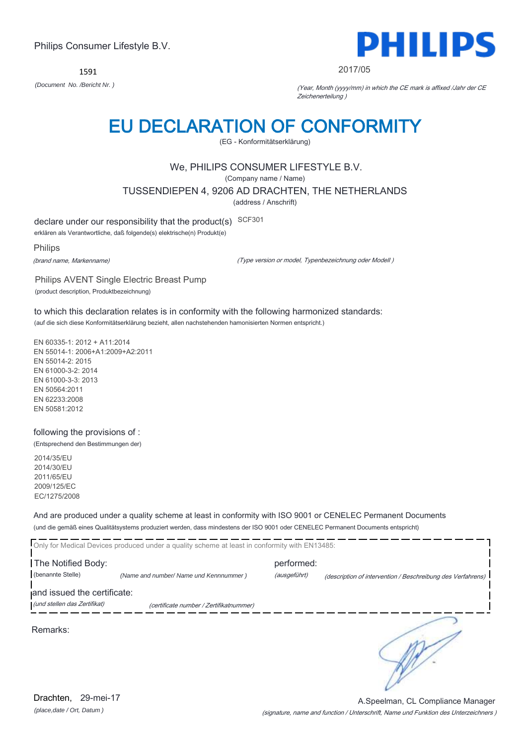Philips Consumer Lifestyle B.V.

1591

*(Document No. /Bericht Nr. )*

**PHILIPS**

2017/05

*(Year, Month (yyyy/mm) in which the CE mark is affixed /Jahr der CE Zeichenerteilung )*

# EU DECLARATION OF CONFORMITY

(EG - Konformitätserklärung)

We, PHILIPS CONSUMER LIFESTYLE B.V.

(Company name / Name)

TUSSENDIEPEN 4, 9206 AD DRACHTEN, THE NETHERLANDS

(address / Anschrift)

declare under our responsibility that the product(s) SCF301

erklären als Verantwortliche, daß folgende(s) elektrische(n) Produkt(e)

Philips

*(brand name, Markenname)* *(Type version or model, Typenbezeichnung oder Modell )*

Philips AVENT Single Electric Breast Pump

(product description, Produktbezeichnung)

to which this declaration relates is in conformity with the following harmonized standards:

(auf die sich diese Konformitätserklärung bezieht, allen nachstehenden hamonisierten Normen entspricht.)

EN 60335-1: 2012 + A11:2014
EN 55014-1: 2006+A1:2009+A2:2011
EN 55014-2: 2015
EN 61000-3-2: 2014
EN 61000-3-3: 2013
EN 50564:2011
EN 62233:2008
EN 50581:2012

following the provisions of :

(Entsprechend den Bestimmungen der)

2014/35/EU
2014/30/EU
2011/65/EU
2009/125/EC
EC/1275/2008

And are produced under a quality scheme at least in conformity with ISO 9001 or CENELEC Permanent Documents

(und die gemäß eines Qualitätsystems produziert werden, dass mindestens der ISO 9001 oder CENELEC Permanent Documents entspricht)

Only for Medical Devices produced under a quality scheme at least in conformity with EN13485:

The Notified Body: performed:

(benannte Stelle) *(Name and number/ Name und Kennnummer )* *(ausgeführt)* *(description of intervention / Beschreibung des Verfahrens)*

and issued the certificate:

*(und stellen das Zertifikat)* *(certificate number / Zertifikatnummer)*

Remarks:

Drachten, 29-mei-17

*(place,date / Ort, Datum )*

A.Speelman, CL Compliance Manager

*(signature, name and function / Unterschrift, Name und Funktion des Unterzeichners )*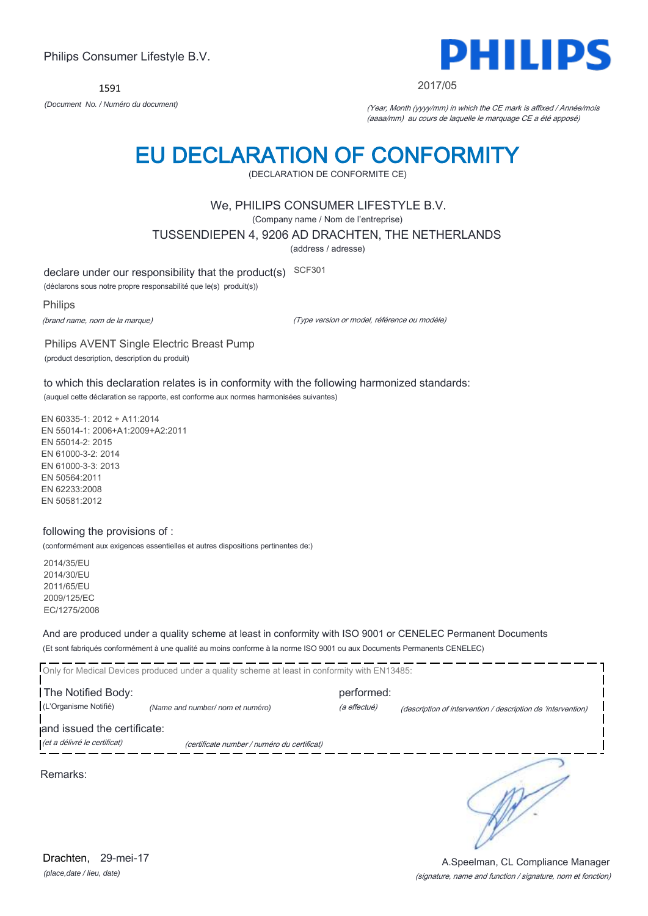Philips Consumer Lifestyle B.V.

**PHILIPS**

1591

*(Document No. / Numéro du document)*

2017/05

*(Year, Month (yyyy/mm) in which the CE mark is affixed / Année/mois (aaaa/mm) au cours de laquelle le marquage CE a été apposé)*

# EU DECLARATION OF CONFORMITY

(DECLARATION DE CONFORMITE CE)

We, PHILIPS CONSUMER LIFESTYLE B.V.

(Company name / Nom de l'entreprise)

TUSSENDIEPEN 4, 9206 AD DRACHTEN, THE NETHERLANDS

(address / adresse)

declare under our responsibility that the product(s) SCF301

(déclarons sous notre propre responsabilité que le(s) produit(s))

Philips

*(brand name, nom de la marque)*

*(Type version or model, référence ou modèle)*

Philips AVENT Single Electric Breast Pump

(product description, description du produit)

to which this declaration relates is in conformity with the following harmonized standards:

(auquel cette déclaration se rapporte, est conforme aux normes harmonisées suivantes)

EN 60335-1: 2012 + A11:2014
EN 55014-1: 2006+A1:2009+A2:2011
EN 55014-2: 2015
EN 61000-3-2: 2014
EN 61000-3-3: 2013
EN 50564:2011
EN 62233:2008
EN 50581:2012

following the provisions of :

(conformément aux exigences essentielles et autres dispositions pertinentes de:)

2014/35/EU
2014/30/EU
2011/65/EU
2009/125/EC
EC/1275/2008

And are produced under a quality scheme at least in conformity with ISO 9001 or CENELEC Permanent Documents

(Et sont fabriqués conformément à une qualité au moins conforme à la norme ISO 9001 ou aux Documents Permanents CENELEC)

Only for Medical Devices produced under a quality scheme at least in conformity with EN13485:

The Notified Body: performed:

(L'Organisme Notifié) *(Name and number/ nom et numéro)* *(a effectué)* *(description of intervention / description de 'intervention)*

and issued the certificate:

*(et a délivré le certificat)* *(certificate number / numéro du certificat)*

Remarks:

Drachten, 29-mei-17

*(place,date / lieu, date)*

A.Speelman, CL Compliance Manager

*(signature, name and function / signature, nom et fonction)*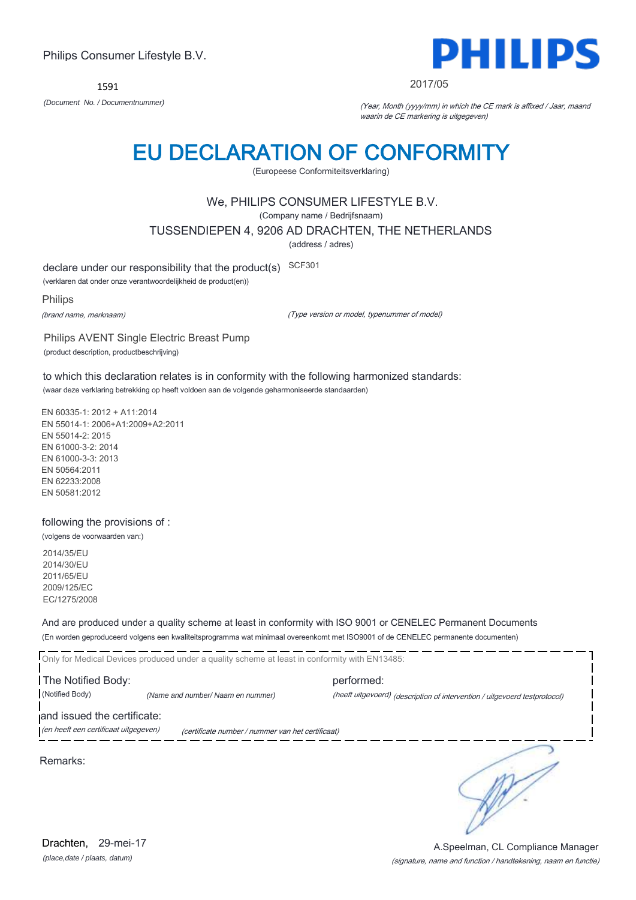Philips Consumer Lifestyle B.V.

1591

*(Document No. / Documentnummer)*

PHILIPS

2017/05

*(Year, Month (yyyy/mm) in which the CE mark is affixed / Jaar, maand waarin de CE markering is uitgegeven)*

# EU DECLARATION OF CONFORMITY

(Europeese Conformiteitsverklaring)

We, PHILIPS CONSUMER LIFESTYLE B.V.

(Company name / Bedrijfsnaam)

TUSSENDIEPEN 4, 9206 AD DRACHTEN, THE NETHERLANDS

(address / adres)

declare under our responsibility that the product(s) SCF301

(verklaren dat onder onze verantwoordelijkheid de product(en))

Philips

*(brand name, merknaam)*

*(Type version or model, typenummer of model)*

Philips AVENT Single Electric Breast Pump

(product description, productbeschrijving)

to which this declaration relates is in conformity with the following harmonized standards:

(waar deze verklaring betrekking op heeft voldoen aan de volgende geharmoniseerde standaarden)

EN 60335-1: 2012 + A11:2014
EN 55014-1: 2006+A1:2009+A2:2011
EN 55014-2: 2015
EN 61000-3-2: 2014
EN 61000-3-3: 2013
EN 50564:2011
EN 62233:2008
EN 50581:2012

following the provisions of :

(volgens de voorwaarden van:)

2014/35/EU
2014/30/EU
2011/65/EU
2009/125/EC
EC/1275/2008

And are produced under a quality scheme at least in conformity with ISO 9001 or CENELEC Permanent Documents

(En worden geproduceerd volgens een kwaliteitsprogramma wat minimaal overeenkomt met ISO9001 of de CENELEC permanente documenten)

Only for Medical Devices produced under a quality scheme at least in conformity with EN13485:

The Notified Body: performed:

(Notified Body) *(Name and number/ Naam en nummer)* *(heeft uitgevoerd) (description of intervention / uitgevoerd testprotocol)*

and issued the certificate:

*(en heeft een certificaat uitgegeven)* *(certificate number / nummer van het certificaat)*

Remarks:

Drachten, 29-mei-17

*(place,date / plaats, datum)*

A.Speelman, CL Compliance Manager

*(signature, name and function / handtekening, naam en functie)*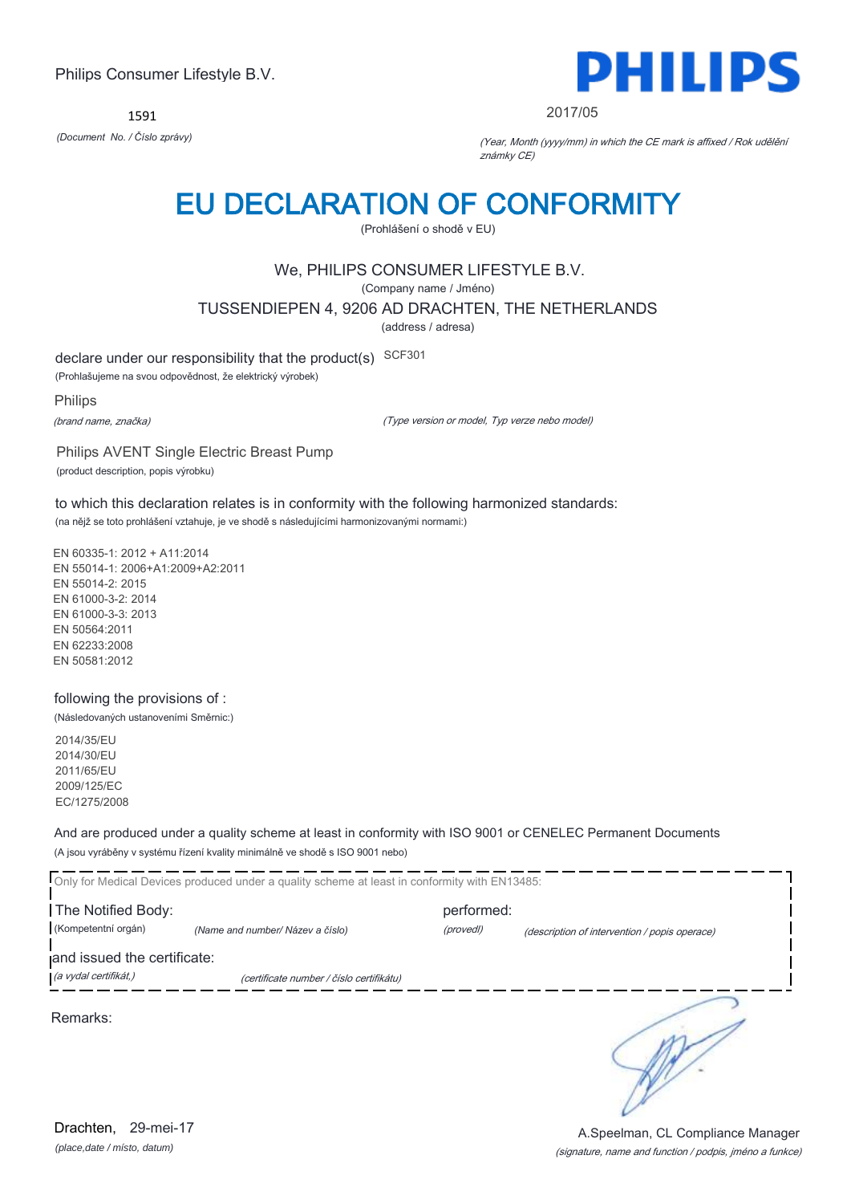Philips Consumer Lifestyle B.V.

**PHILIPS**

1591

*(Document No. / Číslo zprávy)*

2017/05

*(Year, Month (yyyy/mm) in which the CE mark is affixed / Rok udělění známky CE)*

# EU DECLARATION OF CONFORMITY

(Prohlášení o shodě v EU)

We, PHILIPS CONSUMER LIFESTYLE B.V.

(Company name / Jméno)

TUSSENDIEPEN 4, 9206 AD DRACHTEN, THE NETHERLANDS

(address / adresa)

declare under our responsibility that the product(s) SCF301

(Prohlašujeme na svou odpovědnost, že elektrický výrobek)

Philips

*(brand name, značka)*

*(Type version or model, Typ verze nebo model)*

Philips AVENT Single Electric Breast Pump

(product description, popis výrobku)

to which this declaration relates is in conformity with the following harmonized standards:

(na nějž se toto prohlášení vztahuje, je ve shodě s následujícími harmonizovanými normami:)

EN 60335-1: 2012 + A11:2014
EN 55014-1: 2006+A1:2009+A2:2011
EN 55014-2: 2015
EN 61000-3-2: 2014
EN 61000-3-3: 2013
EN 50564:2011
EN 62233:2008
EN 50581:2012

following the provisions of :

(Následovaných ustanoveními Směrnic:)

2014/35/EU
2014/30/EU
2011/65/EU
2009/125/EC
EC/1275/2008

And are produced under a quality scheme at least in conformity with ISO 9001 or CENELEC Permanent Documents

(A jsou vyráběny v systému řízení kvality minimálně ve shodě s ISO 9001 nebo)

Only for Medical Devices produced under a quality scheme at least in conformity with EN13485:

The Notified Body: performed:

(Kompetentní orgán) *(Name and number/ Název a číslo)* *(provedl)* *(description of intervention / popis operace)*

and issued the certificate:

*(a vydal certifikát,)* *(certificate number / číslo certifikátu)*

Remarks:

Drachten, 29-mei-17

*(place,date / místo, datum)*

A.Speelman, CL Compliance Manager

*(signature, name and function / podpis, jméno a funkce)*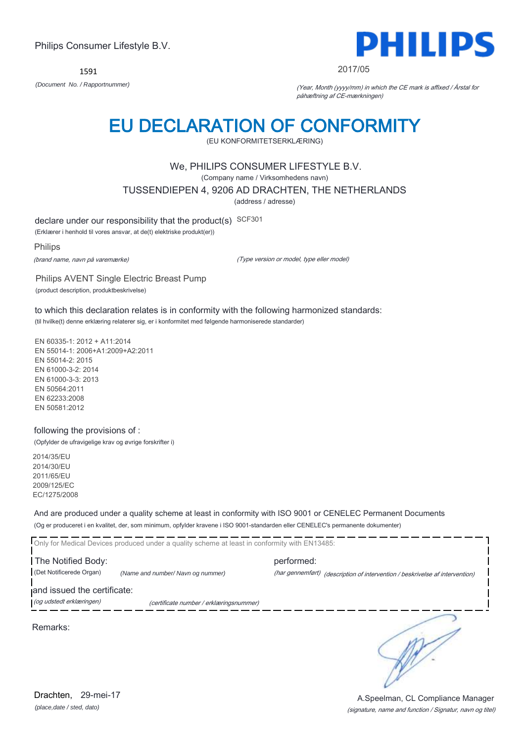Philips Consumer Lifestyle B.V.

**PHILIPS**

1591

*(Document No. / Rapportnummer)*

2017/05

*(Year, Month (yyyy/mm) in which the CE mark is affixed / Årstal for påhæftning af CE-mærkningen)*

# EU DECLARATION OF CONFORMITY

(EU KONFORMITETSERKLÆRING)

We, PHILIPS CONSUMER LIFESTYLE B.V.

(Company name / Virksomhedens navn)

TUSSENDIEPEN 4, 9206 AD DRACHTEN, THE NETHERLANDS

(address / adresse)

declare under our responsibility that the product(s) SCF301

(Erklærer i henhold til vores ansvar, at de(t) elektriske produkt(er))

Philips

*(brand name, navn på varemærke)*

*(Type version or model, type eller model)*

Philips AVENT Single Electric Breast Pump

(product description, produktbeskrivelse)

to which this declaration relates is in conformity with the following harmonized standards:

(til hvilke(t) denne erklæring relaterer sig, er i konformitet med følgende harmoniserede standarder)

EN 60335-1: 2012 + A11:2014
EN 55014-1: 2006+A1:2009+A2:2011
EN 55014-2: 2015
EN 61000-3-2: 2014
EN 61000-3-3: 2013
EN 50564:2011
EN 62233:2008
EN 50581:2012

following the provisions of :

(Opfylder de ufravigelige krav og øvrige forskrifter i)

2014/35/EU
2014/30/EU
2011/65/EU
2009/125/EC
EC/1275/2008

And are produced under a quality scheme at least in conformity with ISO 9001 or CENELEC Permanent Documents

(Og er produceret i en kvalitet, der, som minimum, opfylder kravene i ISO 9001-standarden eller CENELEC's permanente dokumenter)

Only for Medical Devices produced under a quality scheme at least in conformity with EN13485:

The Notified Body: performed:

(Det Notificerede Organ) *(Name and number/ Navn og nummer)* *(har gennemført) (description of intervention / beskrivelse af intervention)*

and issued the certificate:

*(og udstedt erklæringen)* *(certificate number / erklæringsnummer)*

Remarks:

Drachten, 29-mei-17

*(place,date / sted, dato)*

A.Speelman, CL Compliance Manager

*(signature, name and function / Signatur, navn og titel)*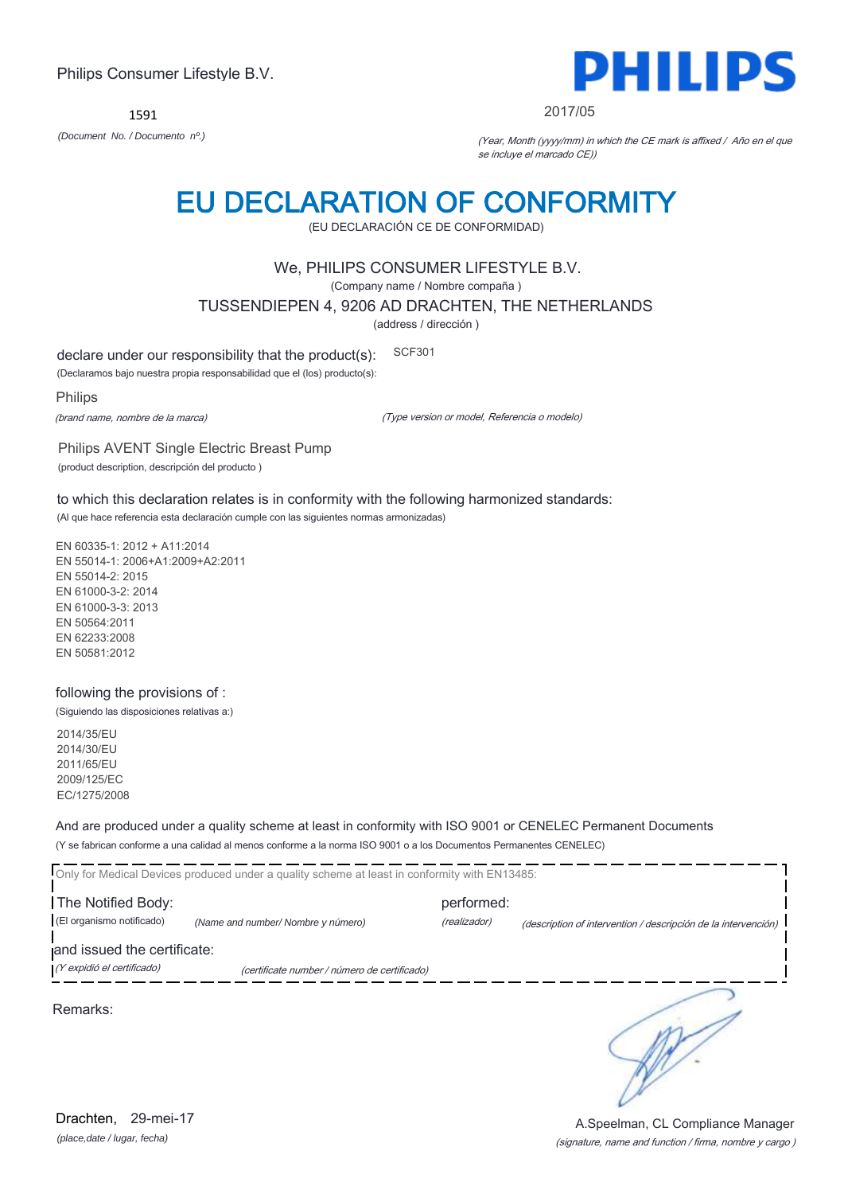Philips Consumer Lifestyle B.V.

1591

*(Document No. / Documento nº.)*

**PHILIPS**

2017/05

*(Year, Month (yyyy/mm) in which the CE mark is affixed / Año en el que se incluye el marcado CE))*

# EU DECLARATION OF CONFORMITY

(EU DECLARACIÓN CE DE CONFORMIDAD)

We, PHILIPS CONSUMER LIFESTYLE B.V.

(Company name / Nombre compaña )

TUSSENDIEPEN 4, 9206 AD DRACHTEN, THE NETHERLANDS

(address / dirección )

declare under our responsibility that the product(s): SCF301

(Declaramos bajo nuestra propia responsabilidad que el (los) producto(s):

Philips

*(brand name, nombre de la marca)*

*(Type version or model, Referencia o modelo)*

Philips AVENT Single Electric Breast Pump

(product description, descripción del producto )

to which this declaration relates is in conformity with the following harmonized standards:

(Al que hace referencia esta declaración cumple con las siguientes normas armonizadas)

EN 60335-1: 2012 + A11:2014
EN 55014-1: 2006+A1:2009+A2:2011
EN 55014-2: 2015
EN 61000-3-2: 2014
EN 61000-3-3: 2013
EN 50564:2011
EN 62233:2008
EN 50581:2012

following the provisions of :

(Siguiendo las disposiciones relativas a:)

2014/35/EU
2014/30/EU
2011/65/EU
2009/125/EC
EC/1275/2008

And are produced under a quality scheme at least in conformity with ISO 9001 or CENELEC Permanent Documents

(Y se fabrican conforme a una calidad al menos conforme a la norma ISO 9001 o a los Documentos Permanentes CENELEC)

Only for Medical Devices produced under a quality scheme at least in conformity with EN13485:

The Notified Body: performed:

(El organismo notificado) *(Name and number/ Nombre y número)* *(realizador)* *(description of intervention / descripción de la intervención)*

and issued the certificate:

*(Y expidió el certificado)* *(certificate number / número de certificado)*

Remarks:

Drachten, 29-mei-17

*(place,date / lugar, fecha)*

A.Speelman, CL Compliance Manager

*(signature, name and function / firma, nombre y cargo )*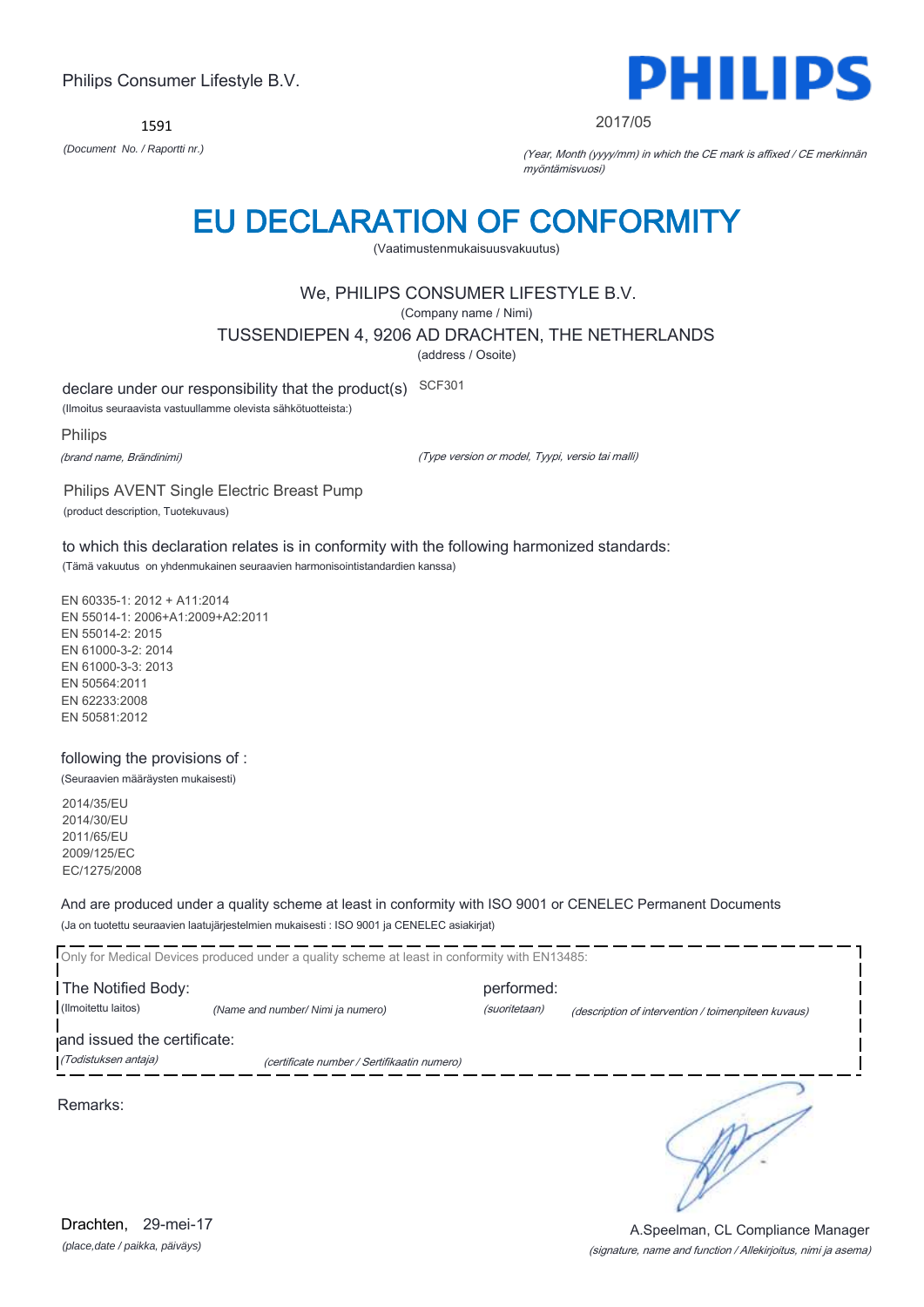Philips Consumer Lifestyle B.V.

**PHILIPS**

1591

*(Document No. / Raportti nr.)*

2017/05

*(Year, Month (yyyy/mm) in which the CE mark is affixed / CE merkinnän myöntämisvuosi)*

# EU DECLARATION OF CONFORMITY

(Vaatimustenmukaisuusvakuutus)

We, PHILIPS CONSUMER LIFESTYLE B.V.

(Company name / Nimi)

TUSSENDIEPEN 4, 9206 AD DRACHTEN, THE NETHERLANDS

(address / Osoite)

declare under our responsibility that the product(s) SCF301

(Ilmoitus seuraavista vastuullamme olevista sähkötuotteista:)

Philips

*(brand name, Brändinimi)*

*(Type version or model, Tyypi, versio tai malli)*

Philips AVENT Single Electric Breast Pump

(product description, Tuotekuvaus)

to which this declaration relates is in conformity with the following harmonized standards:

(Tämä vakuutus on yhdenmukainen seuraavien harmonisointistandardien kanssa)

EN 60335-1: 2012 + A11:2014
EN 55014-1: 2006+A1:2009+A2:2011
EN 55014-2: 2015
EN 61000-3-2: 2014
EN 61000-3-3: 2013
EN 50564:2011
EN 62233:2008
EN 50581:2012

following the provisions of :

(Seuraavien määräysten mukaisesti)

2014/35/EU
2014/30/EU
2011/65/EU
2009/125/EC
EC/1275/2008

And are produced under a quality scheme at least in conformity with ISO 9001 or CENELEC Permanent Documents

(Ja on tuotettu seuraavien laatujärjestelmien mukaisesti : ISO 9001 ja CENELEC asiakirjat)

Only for Medical Devices produced under a quality scheme at least in conformity with EN13485:

The Notified Body: performed:

(Ilmoitettu laitos) *(Name and number/ Nimi ja numero)* *(suoritetaan)* *(description of intervention / toimenpiteen kuvaus)*

and issued the certificate:

*(Todistuksen antaja)* *(certificate number / Sertifikaatin numero)*

Remarks:

Drachten, 29-mei-17

*(place,date / paikka, päiväys)*

A.Speelman, CL Compliance Manager

*(signature, name and function / Allekirjoitus, nimi ja asema)*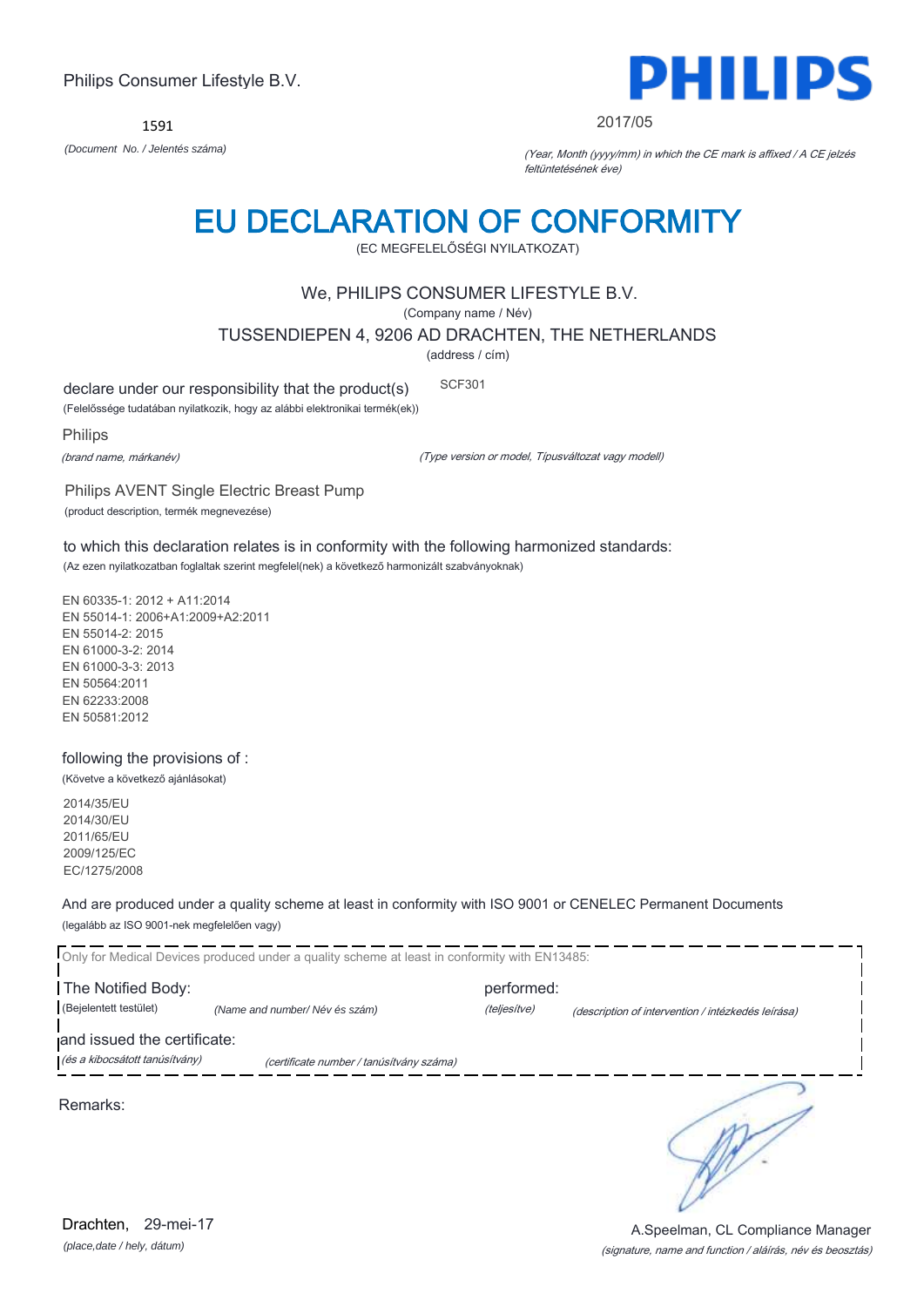Philips Consumer Lifestyle B.V.

**PHILIPS**

1591

*(Document No. / Jelentés száma)*

2017/05

*(Year, Month (yyyy/mm) in which the CE mark is affixed / A CE jelzés feltüntetésének éve)*

# EU DECLARATION OF CONFORMITY

(EC MEGFELELŐSÉGI NYILATKOZAT)

We, PHILIPS CONSUMER LIFESTYLE B.V.

(Company name / Név)

TUSSENDIEPEN 4, 9206 AD DRACHTEN, THE NETHERLANDS

(address / cím)

declare under our responsibility that the product(s) SCF301

(Felelőssége tudatában nyilatkozik, hogy az alábbi elektronikai termék(ek))

Philips

*(brand name, márkanév)* *(Type version or model, Típusváltozat vagy modell)*

Philips AVENT Single Electric Breast Pump

(product description, termék megnevezése)

to which this declaration relates is in conformity with the following harmonized standards:

(Az ezen nyilatkozatban foglaltak szerint megfelel(nek) a következő harmonizált szabványoknak)

EN 60335-1: 2012 + A11:2014
EN 55014-1: 2006+A1:2009+A2:2011
EN 55014-2: 2015
EN 61000-3-2: 2014
EN 61000-3-3: 2013
EN 50564:2011
EN 62233:2008
EN 50581:2012

following the provisions of :

(Követve a következő ajánlásokat)

2014/35/EU
2014/30/EU
2011/65/EU
2009/125/EC
EC/1275/2008

And are produced under a quality scheme at least in conformity with ISO 9001 or CENELEC Permanent Documents

(legalább az ISO 9001-nek megfelelően vagy)

Only for Medical Devices produced under a quality scheme at least in conformity with EN13485:

The Notified Body: performed:

(Bejelentett testület) *(Name and number/ Név és szám)* *(teljesítve)* *(description of intervention / intézkedés leírása)*

and issued the certificate:

*(és a kibocsátott tanúsítvány)* *(certificate number / tanúsítvány száma)*

Remarks:

Drachten, 29-mei-17

*(place,date / hely, dátum)*

A.Speelman, CL Compliance Manager

*(signature, name and function / aláírás, név és beosztás)*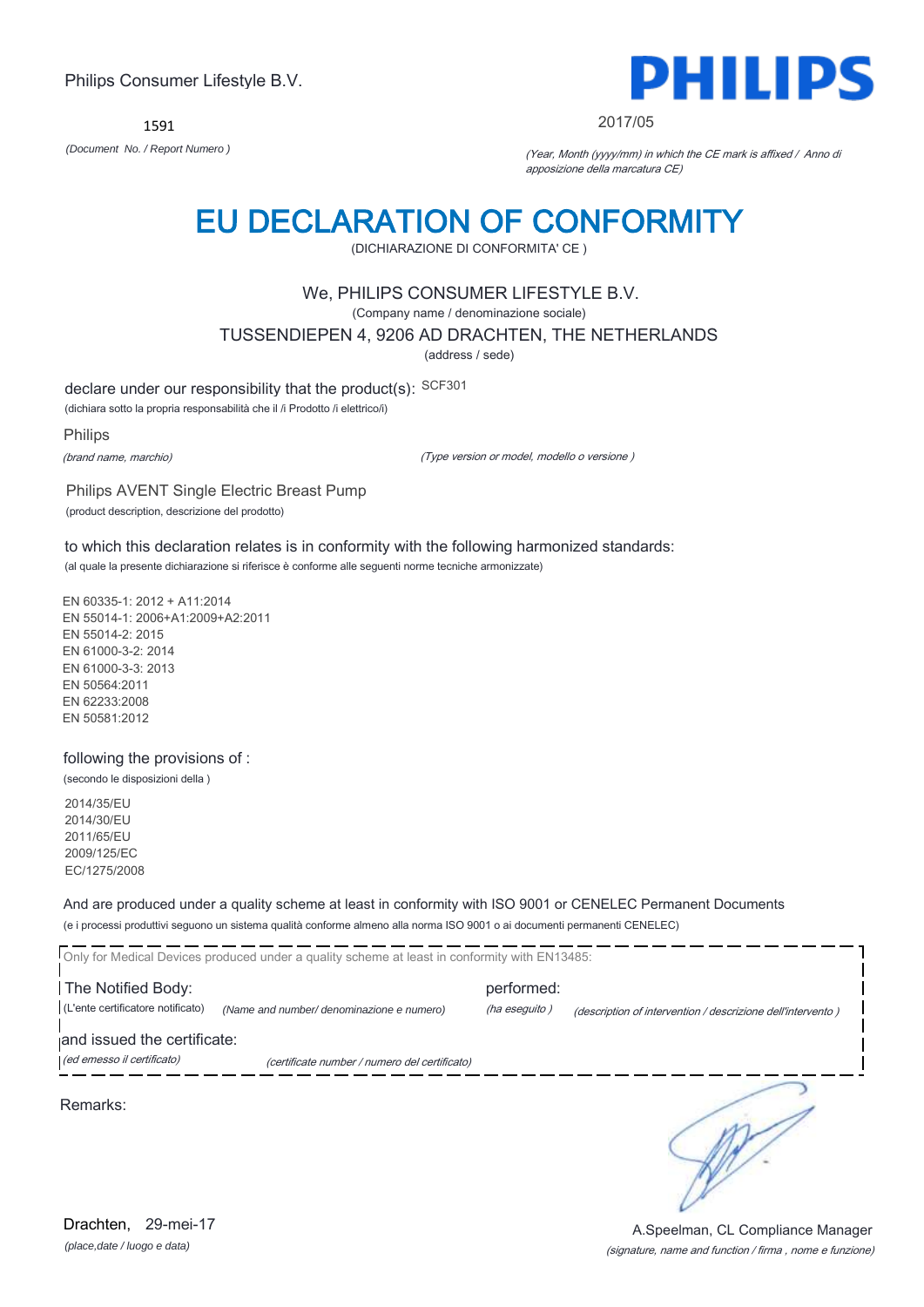Philips Consumer Lifestyle B.V.

**PHILIPS**

1591

*(Document No. / Report Numero )*

2017/05

*(Year, Month (yyyy/mm) in which the CE mark is affixed / Anno di apposizione della marcatura CE)*

# EU DECLARATION OF CONFORMITY

(DICHIARAZIONE DI CONFORMITA' CE )

We, PHILIPS CONSUMER LIFESTYLE B.V.

(Company name / denominazione sociale)

TUSSENDIEPEN 4, 9206 AD DRACHTEN, THE NETHERLANDS

(address / sede)

declare under our responsibility that the product(s): SCF301

(dichiara sotto la propria responsabilità che il /i Prodotto /i elettrico/i)

Philips

*(brand name, marchio)*

*(Type version or model, modello o versione )*

Philips AVENT Single Electric Breast Pump

(product description, descrizione del prodotto)

to which this declaration relates is in conformity with the following harmonized standards:

(al quale la presente dichiarazione si riferisce è conforme alle seguenti norme tecniche armonizzate)

EN 60335-1: 2012 + A11:2014
EN 55014-1: 2006+A1:2009+A2:2011
EN 55014-2: 2015
EN 61000-3-2: 2014
EN 61000-3-3: 2013
EN 50564:2011
EN 62233:2008
EN 50581:2012

following the provisions of :

(secondo le disposizioni della )

2014/35/EU
2014/30/EU
2011/65/EU
2009/125/EC
EC/1275/2008

And are produced under a quality scheme at least in conformity with ISO 9001 or CENELEC Permanent Documents

(e i processi produttivi seguono un sistema qualità conforme almeno alla norma ISO 9001 o ai documenti permanenti CENELEC)

Only for Medical Devices produced under a quality scheme at least in conformity with EN13485:

The Notified Body: performed:

(L'ente certificatore notificato) *(Name and number/ denominazione e numero)* *(ha eseguito )* *(description of intervention / descrizione dell'intervento )*

and issued the certificate:

*(ed emesso il certificato)* *(certificate number / numero del certificato)*

Remarks:

Drachten, 29-mei-17

*(place,date / luogo e data)*

A.Speelman, CL Compliance Manager

*(signature, name and function / firma , nome e funzione)*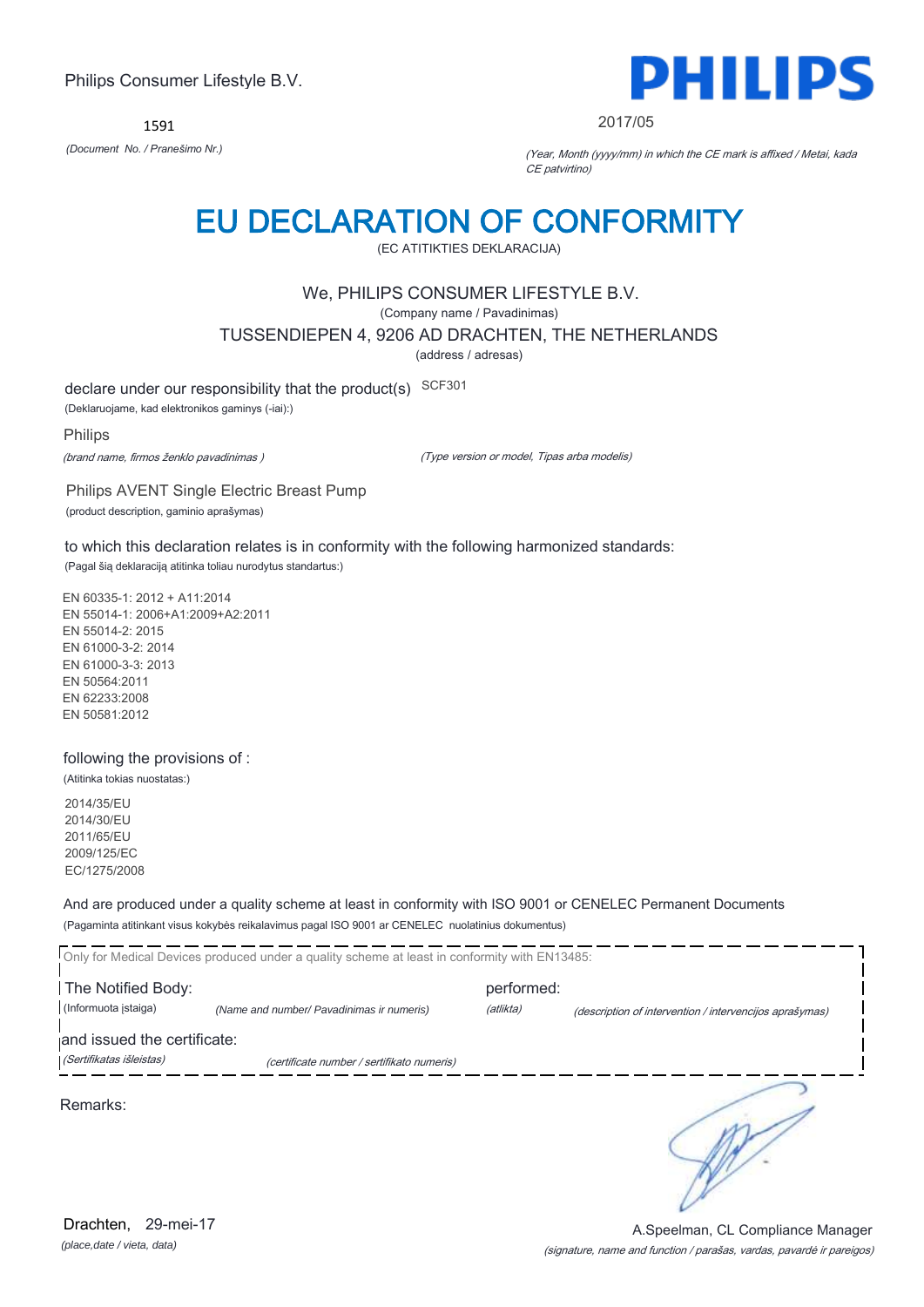Philips Consumer Lifestyle B.V.

1591

*(Document No. / Pranešimo Nr.)*

2017/05

*(Year, Month (yyyy/mm) in which the CE mark is affixed / Metai, kada CE patvirtino)*

# EU DECLARATION OF CONFORMITY

(EC ATITIKTIES DEKLARACIJA)

We, PHILIPS CONSUMER LIFESTYLE B.V.

(Company name / Pavadinimas)

TUSSENDIEPEN 4, 9206 AD DRACHTEN, THE NETHERLANDS

(address / adresas)

declare under our responsibility that the product(s) SCF301

(Deklaruojame, kad elektronikos gaminys (-iai):)

Philips

*(brand name, firmos ženklo pavadinimas )*

*(Type version or model, Tipas arba modelis)*

Philips AVENT Single Electric Breast Pump

(product description, gaminio aprašymas)

to which this declaration relates is in conformity with the following harmonized standards:

(Pagal šią deklaraciją atitinka toliau nurodytus standartus:)

EN 60335-1: 2012 + A11:2014
EN 55014-1: 2006+A1:2009+A2:2011
EN 55014-2: 2015
EN 61000-3-2: 2014
EN 61000-3-3: 2013
EN 50564:2011
EN 62233:2008
EN 50581:2012

following the provisions of :

(Atitinka tokias nuostatas:)

2014/35/EU
2014/30/EU
2011/65/EU
2009/125/EC
EC/1275/2008

And are produced under a quality scheme at least in conformity with ISO 9001 or CENELEC Permanent Documents

(Pagaminta atitinkant visus kokybės reikalavimus pagal ISO 9001 ar CENELEC nuolatinius dokumentus)

Only for Medical Devices produced under a quality scheme at least in conformity with EN13485:

The Notified Body: (Informuota įstaiga) *(Name and number/ Pavadinimas ir numeris)* performed: *(atlikta)* *(description of intervention / intervencijos aprašymas)*

and issued the certificate: *(Sertifikatas išleistas)* *(certificate number / sertifikato numeris)*

Remarks:

Drachten, 29-mei-17

*(place,date / vieta, data)*

A.Speelman, CL Compliance Manager

*(signature, name and function / parašas, vardas, pavardė ir pareigos)*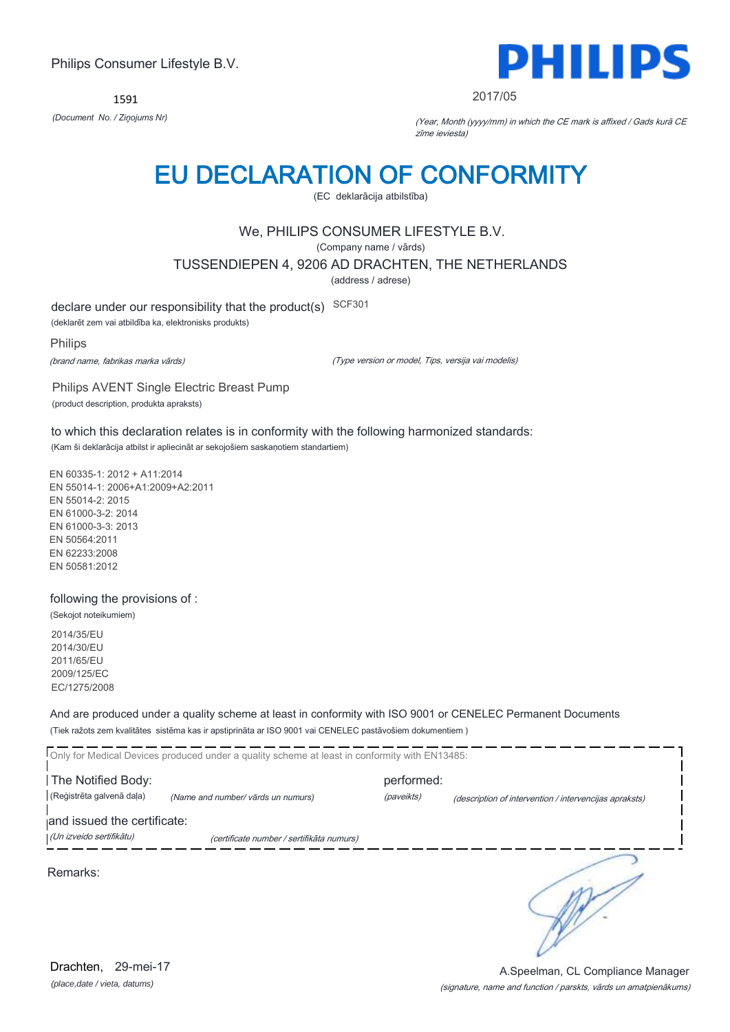Philips Consumer Lifestyle B.V.

1591

*(Document No. / Ziņojums Nr)*

2017/05

*(Year, Month (yyyy/mm) in which the CE mark is affixed / Gads kurā CE zīme ieviesta)*

# EU DECLARATION OF CONFORMITY

(EC deklarācija atbilstība)

We, PHILIPS CONSUMER LIFESTYLE B.V.

(Company name / vārds)

TUSSENDIEPEN 4, 9206 AD DRACHTEN, THE NETHERLANDS

(address / adrese)

declare under our responsibility that the product(s) SCF301

(deklarēt zem vai atbildība ka, elektronisks produkts)

Philips

*(brand name, fabrikas marka vārds)*

*(Type version or model, Tips, versija vai modelis)*

Philips AVENT Single Electric Breast Pump

(product description, produkta apraksts)

to which this declaration relates is in conformity with the following harmonized standards:

(Kam šī deklarācija atbilst ir apliecināt ar sekojošiem saskaņotiem standartiem)

EN 60335-1: 2012 + A11:2014
EN 55014-1: 2006+A1:2009+A2:2011
EN 55014-2: 2015
EN 61000-3-2: 2014
EN 61000-3-3: 2013
EN 50564:2011
EN 62233:2008
EN 50581:2012

following the provisions of :

(Sekojot noteikumiem)

2014/35/EU
2014/30/EU
2011/65/EU
2009/125/EC
EC/1275/2008

And are produced under a quality scheme at least in conformity with ISO 9001 or CENELEC Permanent Documents

(Tiek ražots zem kvalitātes sistēma kas ir apstiprināta ar ISO 9001 vai CENELEC pastāvošiem dokumentiem )

Only for Medical Devices produced under a quality scheme at least in conformity with EN13485:

The Notified Body: performed:

(Reģistrēta galvenā daļa) *(Name and number/ vārds un numurs)* *(paveikts)* *(description of intervention / intervencijas apraksts)*

and issued the certificate:

*(Un izveido sertifikātu)* *(certificate number / sertifikāta numurs)*

Remarks:

Drachten, 29-mei-17

*(place,date / vieta, datums)*

A.Speelman, CL Compliance Manager

*(signature, name and function / parksts, vārds un amatpienākums)*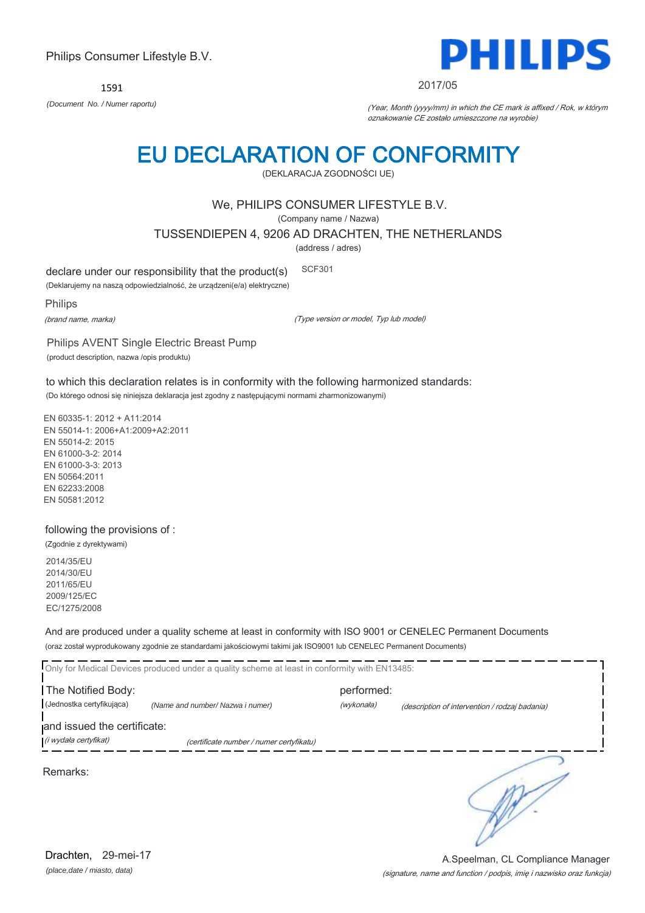Philips Consumer Lifestyle B.V.

1591

*(Document No. / Numer raportu)*

2017/05

*(Year, Month (yyyy/mm) in which the CE mark is affixed / Rok, w którym oznakowanie CE zostało umieszczone na wyrobie)*

# EU DECLARATION OF CONFORMITY

(DEKLARACJA ZGODNOŚCI UE)

We, PHILIPS CONSUMER LIFESTYLE B.V.

(Company name / Nazwa)

TUSSENDIEPEN 4, 9206 AD DRACHTEN, THE NETHERLANDS

(address / adres)

declare under our responsibility that the product(s) SCF301

(Deklarujemy na naszą odpowiedzialność, że urządzeni(e/a) elektryczne)

Philips

*(brand name, marka)* *(Type version or model, Typ lub model)*

Philips AVENT Single Electric Breast Pump

(product description, nazwa /opis produktu)

to which this declaration relates is in conformity with the following harmonized standards:

(Do którego odnosi się niniejsza deklaracja jest zgodny z następującymi normami zharmonizowanymi)

EN 60335-1: 2012 + A11:2014
EN 55014-1: 2006+A1:2009+A2:2011
EN 55014-2: 2015
EN 61000-3-2: 2014
EN 61000-3-3: 2013
EN 50564:2011
EN 62233:2008
EN 50581:2012

following the provisions of :

(Zgodnie z dyrektywami)

2014/35/EU
2014/30/EU
2011/65/EU
2009/125/EC
EC/1275/2008

And are produced under a quality scheme at least in conformity with ISO 9001 or CENELEC Permanent Documents

(oraz został wyprodukowany zgodnie ze standardami jakościowymi takimi jak ISO9001 lub CENELEC Permanent Documents)

Only for Medical Devices produced under a quality scheme at least in conformity with EN13485:

The Notified Body: performed:

(Jednostka certyfikująca) *(Name and number/ Nazwa i numer)* *(wykonała)* *(description of intervention / rodzaj badania)*

and issued the certificate:

*(i wydała certyfikat)* *(certificate number / numer certyfikatu)*

Remarks:

Drachten, 29-mei-17

*(place,date / miasto, data)*

A.Speelman, CL Compliance Manager

*(signature, name and function / podpis, imię i nazwisko oraz funkcja)*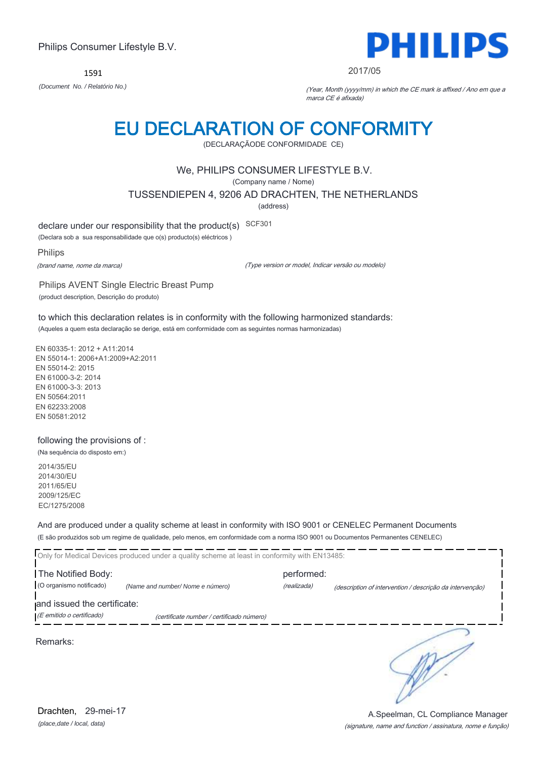Philips Consumer Lifestyle B.V.

1591

*(Document No. / Relatório No.)*

PHILIPS

2017/05

*(Year, Month (yyyy/mm) in which the CE mark is affixed / Ano em que a marca CE é afixada)*

# EU DECLARATION OF CONFORMITY

(DECLARAÇÃODE CONFORMIDADE CE)

We, PHILIPS CONSUMER LIFESTYLE B.V.

(Company name / Nome)

TUSSENDIEPEN 4, 9206 AD DRACHTEN, THE NETHERLANDS

(address)

declare under our responsibility that the product(s) SCF301

(Declara sob a sua responsabilidade que o(s) producto(s) eléctricos )

Philips

*(brand name, nome da marca)*

*(Type version or model, Indicar versão ou modelo)*

Philips AVENT Single Electric Breast Pump

(product description, Descrição do produto)

to which this declaration relates is in conformity with the following harmonized standards:

(Aqueles a quem esta declaração se derige, está em conformidade com as seguintes normas harmonizadas)

EN 60335-1: 2012 + A11:2014
EN 55014-1: 2006+A1:2009+A2:2011
EN 55014-2: 2015
EN 61000-3-2: 2014
EN 61000-3-3: 2013
EN 50564:2011
EN 62233:2008
EN 50581:2012

following the provisions of :

(Na sequência do disposto em:)

2014/35/EU
2014/30/EU
2011/65/EU
2009/125/EC
EC/1275/2008

And are produced under a quality scheme at least in conformity with ISO 9001 or CENELEC Permanent Documents

(E são produzidos sob um regime de qualidade, pelo menos, em conformidade com a norma ISO 9001 ou Documentos Permanentes CENELEC)

Only for Medical Devices produced under a quality scheme at least in conformity with EN13485:

The Notified Body: performed:

(O organismo notificado) *(Name and number/ Nome e número)* *(realizada)* *(description of intervention / descrição da intervenção)*

and issued the certificate:

*(E emitido o certificado)* *(certificate number / certificado número)*

Remarks:

Drachten, 29-mei-17

*(place,date / local, data)*

A.Speelman, CL Compliance Manager

*(signature, name and function / assinatura, nome e função)*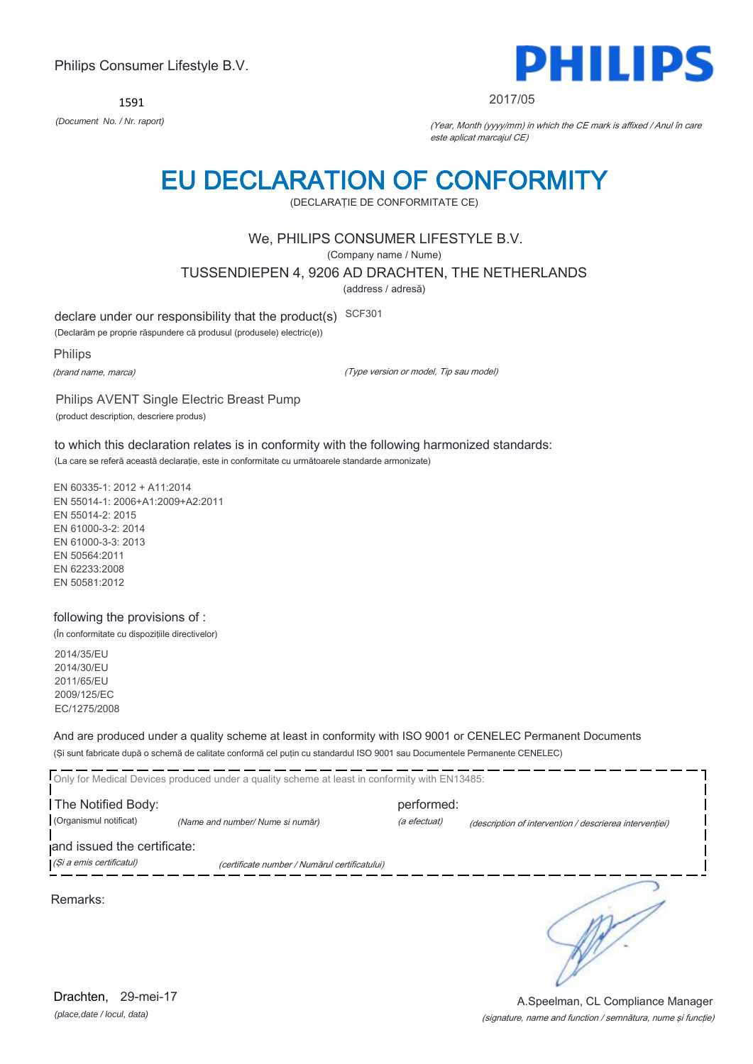Philips Consumer Lifestyle B.V.

PHILIPS

1591

*(Document No. / Nr. raport)*

2017/05

*(Year, Month (yyyy/mm) in which the CE mark is affixed / Anul în care este aplicat marcajul CE)*

# EU DECLARATION OF CONFORMITY

(DECLARAȚIE DE CONFORMITATE CE)

We, PHILIPS CONSUMER LIFESTYLE B.V.

(Company name / Nume)

TUSSENDIEPEN 4, 9206 AD DRACHTEN, THE NETHERLANDS

(address / adresă)

declare under our responsibility that the product(s) SCF301

(Declarăm pe proprie răspundere că produsul (produsele) electric(e))

Philips

*(brand name, marca)*

*(Type version or model, Tip sau model)*

Philips AVENT Single Electric Breast Pump

(product description, descriere produs)

to which this declaration relates is in conformity with the following harmonized standards:

(La care se referă această declarație, este in conformitate cu următoarele standarde armonizate)

EN 60335-1: 2012 + A11:2014
EN 55014-1: 2006+A1:2009+A2:2011
EN 55014-2: 2015
EN 61000-3-2: 2014
EN 61000-3-3: 2013
EN 50564:2011
EN 62233:2008
EN 50581:2012

following the provisions of :

(În conformitate cu dispozițiile directivelor)

2014/35/EU
2014/30/EU
2011/65/EU
2009/125/EC
EC/1275/2008

And are produced under a quality scheme at least in conformity with ISO 9001 or CENELEC Permanent Documents

(Și sunt fabricate după o schemă de calitate conformă cel puțin cu standardul ISO 9001 sau Documentele Permanente CENELEC)

Only for Medical Devices produced under a quality scheme at least in conformity with EN13485:

The Notified Body: (Organismul notificat) *(Name and number/ Nume si număr)*

performed: *(a efectuat)* *(description of intervention / descrierea intervenției)*

and issued the certificate: *(Și a emis certificatul)* *(certificate number / Numărul certificatului)*

Remarks:

Drachten, 29-mei-17

*(place,date / locul, data)*

A.Speelman, CL Compliance Manager

*(signature, name and function / semnătura, nume și funcție)*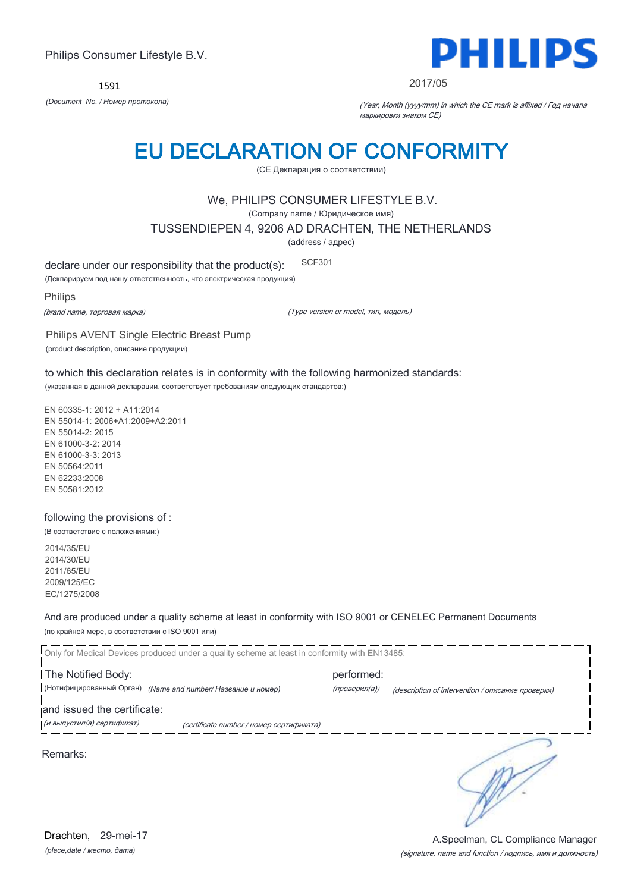Philips Consumer Lifestyle B.V.

1591

*(Document No. / Номер протокола)*

2017/05

*(Year, Month (yyyy/mm) in which the CE mark is affixed / Год начала маркировки знаком CE)*

# EU DECLARATION OF CONFORMITY

(CE Декларация о соответствии)

We, PHILIPS CONSUMER LIFESTYLE B.V.

(Company name / Юридическое имя)

TUSSENDIEPEN 4, 9206 AD DRACHTEN, THE NETHERLANDS

(address / адрес)

declare under our responsibility that the product(s): SCF301

(Декларируем под нашу ответственность, что электрическая продукция)

Philips

*(brand name, торговая марка)* *(Type version or model, тип, модель)*

Philips AVENT Single Electric Breast Pump

(product description, описание продукции)

to which this declaration relates is in conformity with the following harmonized standards:

(указанная в данной декларации, соответствует требованиям следующих стандартов:)

EN 60335-1: 2012 + A11:2014
EN 55014-1: 2006+A1:2009+A2:2011
EN 55014-2: 2015
EN 61000-3-2: 2014
EN 61000-3-3: 2013
EN 50564:2011
EN 62233:2008
EN 50581:2012

following the provisions of :

(В соответствие с положениями:)

2014/35/EU
2014/30/EU
2011/65/EU
2009/125/EC
EC/1275/2008

And are produced under a quality scheme at least in conformity with ISO 9001 or CENELEC Permanent Documents

(по крайней мере, в соответствии с ISO 9001 или)

Only for Medical Devices produced under a quality scheme at least in conformity with EN13485:

The Notified Body: performed:

(Нотифицированный Орган) *(Name and number/ Название и номер)* *(проверил(а))* *(description of intervention / описание проверки)*

and issued the certificate:

*(и выпустил(а) сертификат)* *(certificate number / номер сертификата)*

Remarks:

Drachten, 29-mei-17

*(place,date / место, дата)*

A.Speelman, CL Compliance Manager

*(signature, name and function / подпись, имя и должность)*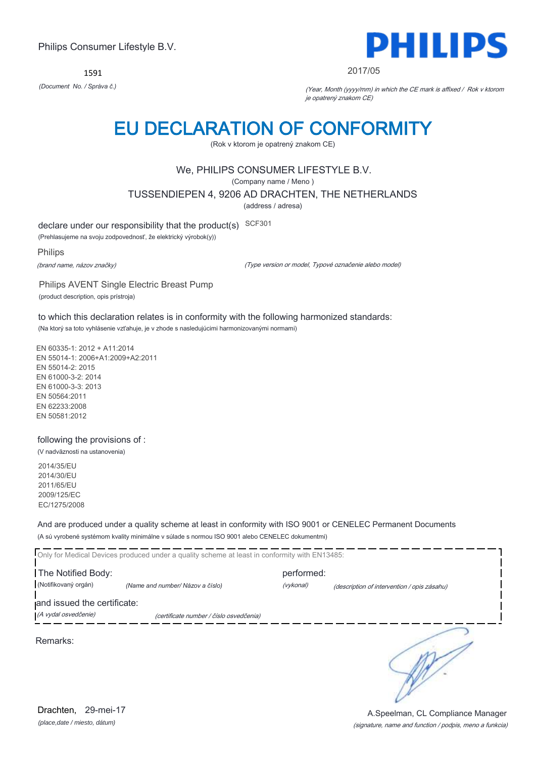Philips Consumer Lifestyle B.V.

1591

*(Document No. / Správa č.)*

PHILIPS

2017/05

*(Year, Month (yyyy/mm) in which the CE mark is affixed / Rok v ktorom je opatrený znakom CE)*

# EU DECLARATION OF CONFORMITY

(Rok v ktorom je opatrený znakom CE)

We, PHILIPS CONSUMER LIFESTYLE B.V.

(Company name / Meno )

TUSSENDIEPEN 4, 9206 AD DRACHTEN, THE NETHERLANDS

(address / adresa)

declare under our responsibility that the product(s) SCF301

(Prehlasujeme na svoju zodpovednosť, že elektrický výrobok(y))

Philips

*(brand name, názov značky)*

*(Type version or model, Typové označenie alebo model)*

Philips AVENT Single Electric Breast Pump

(product description, opis prístroja)

to which this declaration relates is in conformity with the following harmonized standards:

(Na ktorý sa toto vyhlásenie vzťahuje, je v zhode s nasledujúcimi harmonizovanými normami)

EN 60335-1: 2012 + A11:2014
EN 55014-1: 2006+A1:2009+A2:2011
EN 55014-2: 2015
EN 61000-3-2: 2014
EN 61000-3-3: 2013
EN 50564:2011
EN 62233:2008
EN 50581:2012

following the provisions of :

(V nadväznosti na ustanovenia)

2014/35/EU
2014/30/EU
2011/65/EU
2009/125/EC
EC/1275/2008

And are produced under a quality scheme at least in conformity with ISO 9001 or CENELEC Permanent Documents

(A sú vyrobené systémom kvality minimálne v súlade s normou ISO 9001 alebo CENELEC dokumentmi)

Only for Medical Devices produced under a quality scheme at least in conformity with EN13485:

The Notified Body: performed:

(Notifikovaný orgán) *(Name and number/ Názov a číslo)* *(vykonal)* *(description of intervention / opis zásahu)*

and issued the certificate:

*(A vydal osvedčenie)* *(certificate number / číslo osvedčenia)*

Remarks:

Drachten, 29-mei-17

*(place,date / miesto, dátum)*

A.Speelman, CL Compliance Manager

*(signature, name and function / podpis, meno a funkcia)*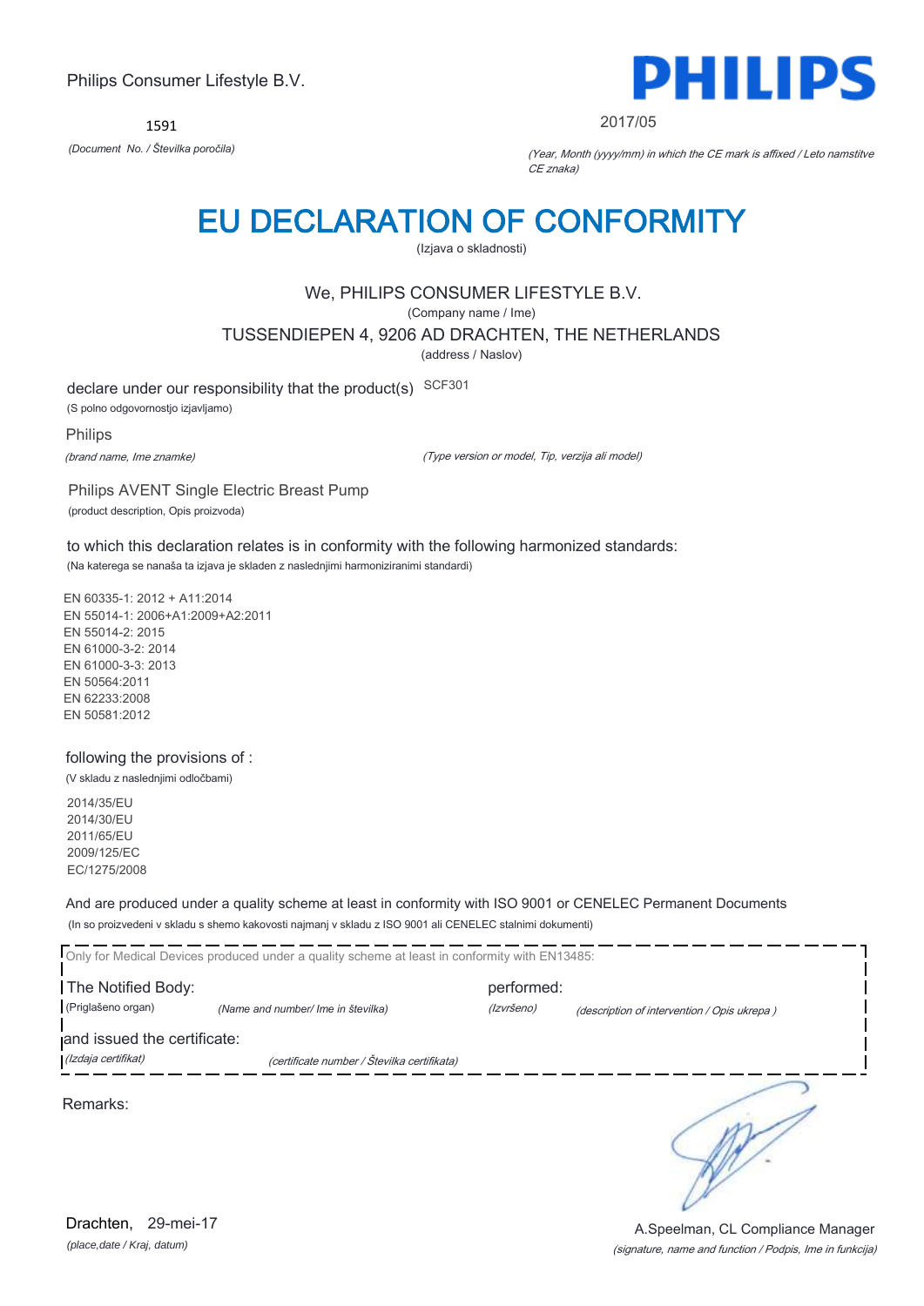Philips Consumer Lifestyle B.V.

PHILIPS

1591

*(Document No. / Številka poročila)*

2017/05

*(Year, Month (yyyy/mm) in which the CE mark is affixed / Leto namstitve CE znaka)*

# EU DECLARATION OF CONFORMITY

(Izjava o skladnosti)

We, PHILIPS CONSUMER LIFESTYLE B.V.

(Company name / Ime)

TUSSENDIEPEN 4, 9206 AD DRACHTEN, THE NETHERLANDS

(address / Naslov)

declare under our responsibility that the product(s) SCF301

(S polno odgovornostjo izjavljamo)

Philips

*(brand name, Ime znamke)*

*(Type version or model, Tip, verzija ali model)*

Philips AVENT Single Electric Breast Pump

(product description, Opis proizvoda)

to which this declaration relates is in conformity with the following harmonized standards:

(Na katerega se nanaša ta izjava je skladen z naslednjimi harmoniziranimi standardi)

EN 60335-1: 2012 + A11:2014
EN 55014-1: 2006+A1:2009+A2:2011
EN 55014-2: 2015
EN 61000-3-2: 2014
EN 61000-3-3: 2013
EN 50564:2011
EN 62233:2008
EN 50581:2012

following the provisions of :

(V skladu z naslednjimi odločbami)

2014/35/EU
2014/30/EU
2011/65/EU
2009/125/EC
EC/1275/2008

And are produced under a quality scheme at least in conformity with ISO 9001 or CENELEC Permanent Documents

(In so proizvedeni v skladu s shemo kakovosti najmanj v skladu z ISO 9001 ali CENELEC stalnimi dokumenti)

Only for Medical Devices produced under a quality scheme at least in conformity with EN13485:

The Notified Body: (Priglašeno organ) *(Name and number/ Ime in številka)*

performed: *(Izvršeno)* *(description of intervention / Opis ukrepa )*

and issued the certificate: *(Izdaja certifikat)* *(certificate number / Številka certifikata)*

Remarks:

Drachten, 29-mei-17

*(place,date / Kraj, datum)*

A.Speelman, CL Compliance Manager

*(signature, name and function / Podpis, Ime in funkcija)*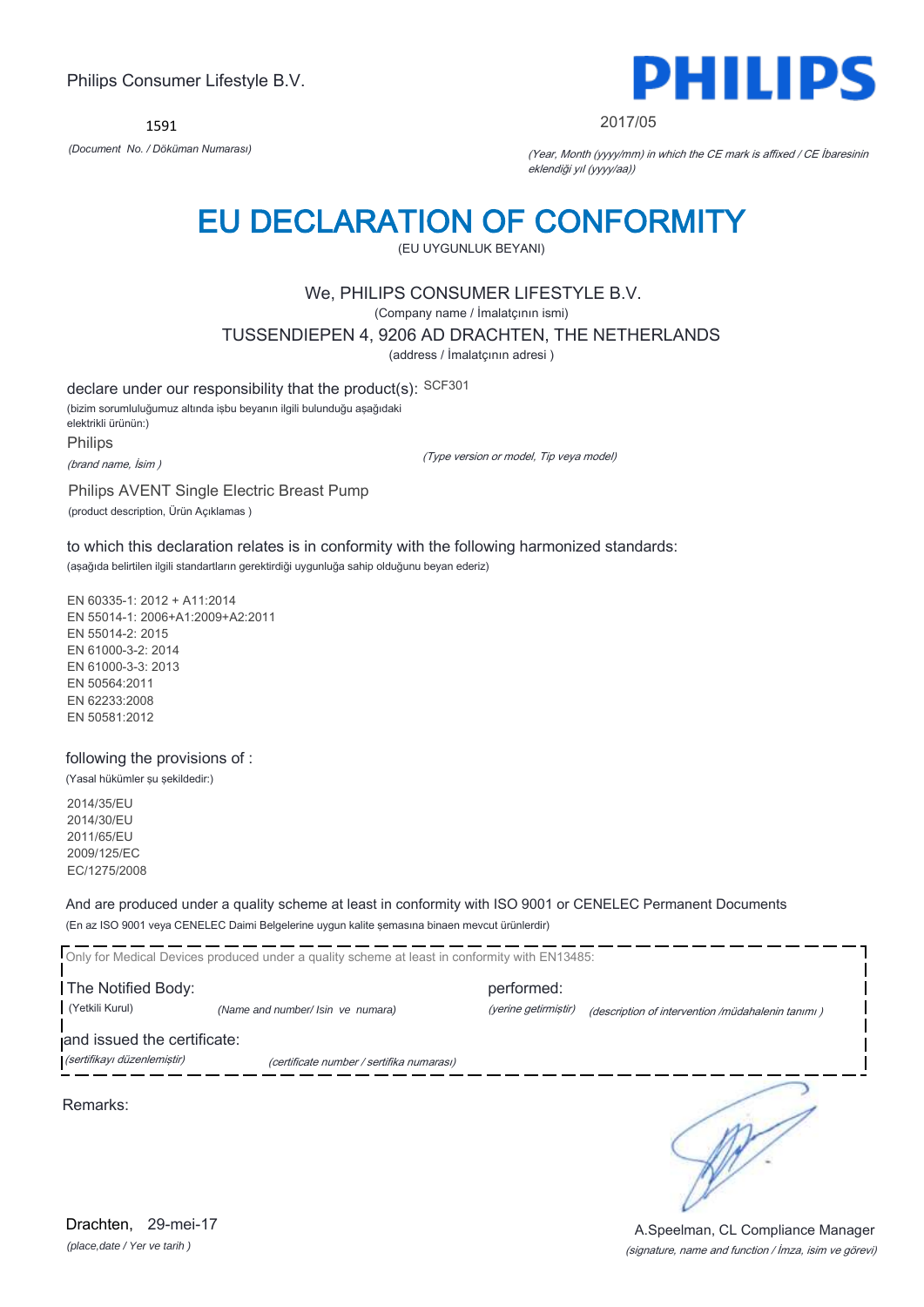Philips Consumer Lifestyle B.V.

1591

*(Document No. / Döküman Numarası)*

**PHILIPS**

2017/05

*(Year, Month (yyyy/mm) in which the CE mark is affixed / CE İbaresinin eklendiği yıl (yyyy/aa))*

# EU DECLARATION OF CONFORMITY

(EU UYGUNLUK BEYANI)

We, PHILIPS CONSUMER LIFESTYLE B.V.

(Company name / İmalatçının ismi)

TUSSENDIEPEN 4, 9206 AD DRACHTEN, THE NETHERLANDS

(address / İmalatçının adresi )

declare under our responsibility that the product(s): SCF301

(bizim sorumluluğumuz altında işbu beyanın ilgili bulunduğu aşağıdaki elektrikli ürünün:)

Philips

*(brand name, İsim )*

*(Type version or model, Tip veya model)*

Philips AVENT Single Electric Breast Pump

(product description, Ürün Açıklamas )

to which this declaration relates is in conformity with the following harmonized standards:

(aşağıda belirtilen ilgili standartların gerektirdiği uygunluğa sahip olduğunu beyan ederiz)

EN 60335-1: 2012 + A11:2014
EN 55014-1: 2006+A1:2009+A2:2011
EN 55014-2: 2015
EN 61000-3-2: 2014
EN 61000-3-3: 2013
EN 50564:2011
EN 62233:2008
EN 50581:2012

following the provisions of :

(Yasal hükümler şu şekildedir:)

2014/35/EU
2014/30/EU
2011/65/EU
2009/125/EC
EC/1275/2008

And are produced under a quality scheme at least in conformity with ISO 9001 or CENELEC Permanent Documents

(En az ISO 9001 veya CENELEC Daimi Belgelerine uygun kalite şemasına binaen mevcut ürünlerdir)

Only for Medical Devices produced under a quality scheme at least in conformity with EN13485:

The Notified Body: performed:

(Yetkili Kurul) *(Name and number/ Isin ve numara)* *(yerine getirmiştir)* *(description of intervention /müdahalenin tanımı )*

and issued the certificate:

*(sertifikayı düzenlemiştir)* *(certificate number / sertifika numarası)*

Remarks:

Drachten, 29-mei-17

*(place,date / Yer ve tarih )*

A.Speelman, CL Compliance Manager

*(signature, name and function / İmza, isim ve görevi)*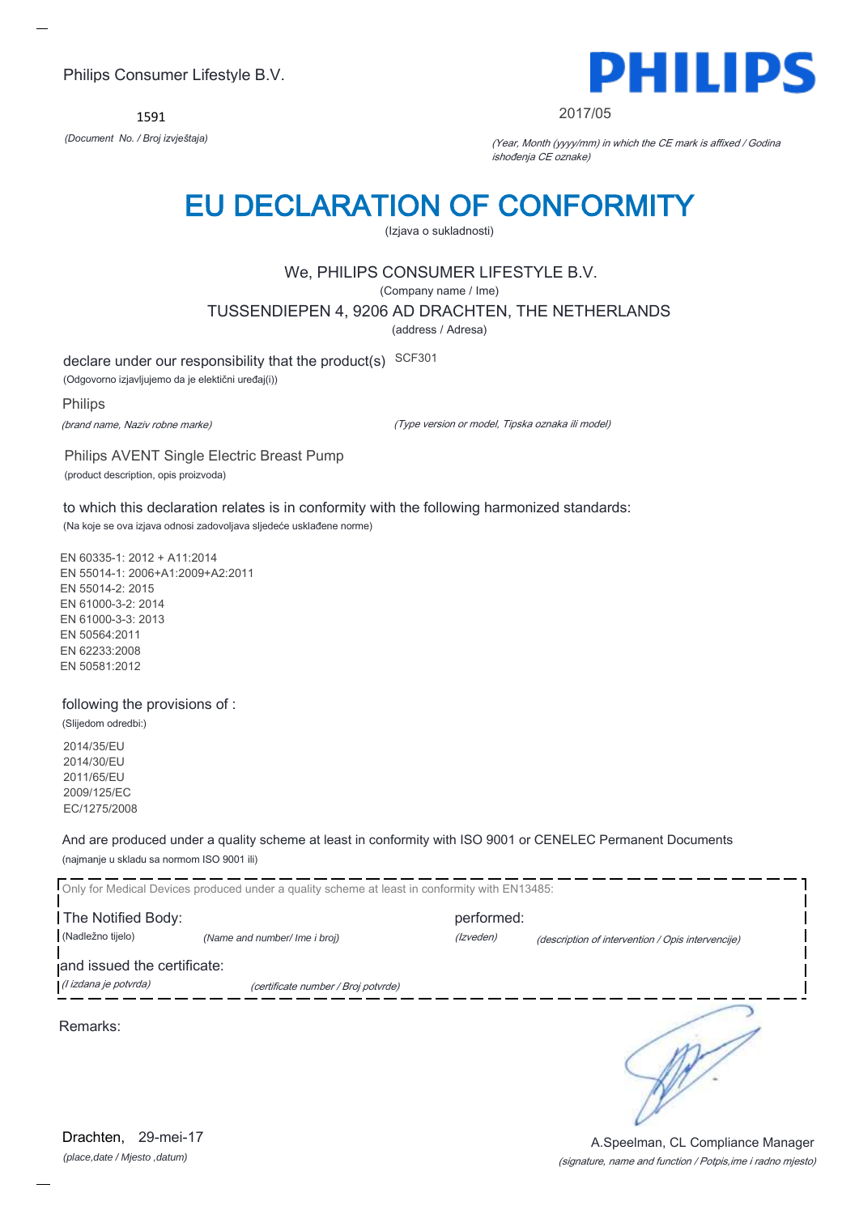Philips Consumer Lifestyle B.V.

**PHILIPS**

1591

*(Document No. / Broj izvještaja)*

2017/05

*(Year, Month (yyyy/mm) in which the CE mark is affixed / Godina ishođenja CE oznake)*

# EU DECLARATION OF CONFORMITY

(Izjava o sukladnosti)

We, PHILIPS CONSUMER LIFESTYLE B.V.

(Company name / Ime)

TUSSENDIEPEN 4, 9206 AD DRACHTEN, THE NETHERLANDS

(address / Adresa)

declare under our responsibility that the product(s) SCF301

(Odgovorno izjavljujemo da je električni uređaj(i))

Philips

*(brand name, Naziv robne marke)*

*(Type version or model, Tipska oznaka ili model)*

Philips AVENT Single Electric Breast Pump

(product description, opis proizvoda)

to which this declaration relates is in conformity with the following harmonized standards:

(Na koje se ova izjava odnosi zadovoljava sljedeće usklađene norme)

EN 60335-1: 2012 + A11:2014
EN 55014-1: 2006+A1:2009+A2:2011
EN 55014-2: 2015
EN 61000-3-2: 2014
EN 61000-3-3: 2013
EN 50564:2011
EN 62233:2008
EN 50581:2012

following the provisions of :

(Slijedom odredbi:)

2014/35/EU
2014/30/EU
2011/65/EU
2009/125/EC
EC/1275/2008

And are produced under a quality scheme at least in conformity with ISO 9001 or CENELEC Permanent Documents

(najmanje u skladu sa normom ISO 9001 ili)

Only for Medical Devices produced under a quality scheme at least in conformity with EN13485:

The Notified Body: performed:

(Nadležno tijelo) *(Name and number/ Ime i broj)* *(Izveden)* *(description of intervention / Opis intervencije)*

and issued the certificate:

*(I izdana je potvrda)* *(certificate number / Broj potvrde)*

Remarks:

Drachten, 29-mei-17

*(place,date / Mjesto ,datum)*

A.Speelman, CL Compliance Manager

*(signature, name and function / Potpis,ime i radno mjesto)*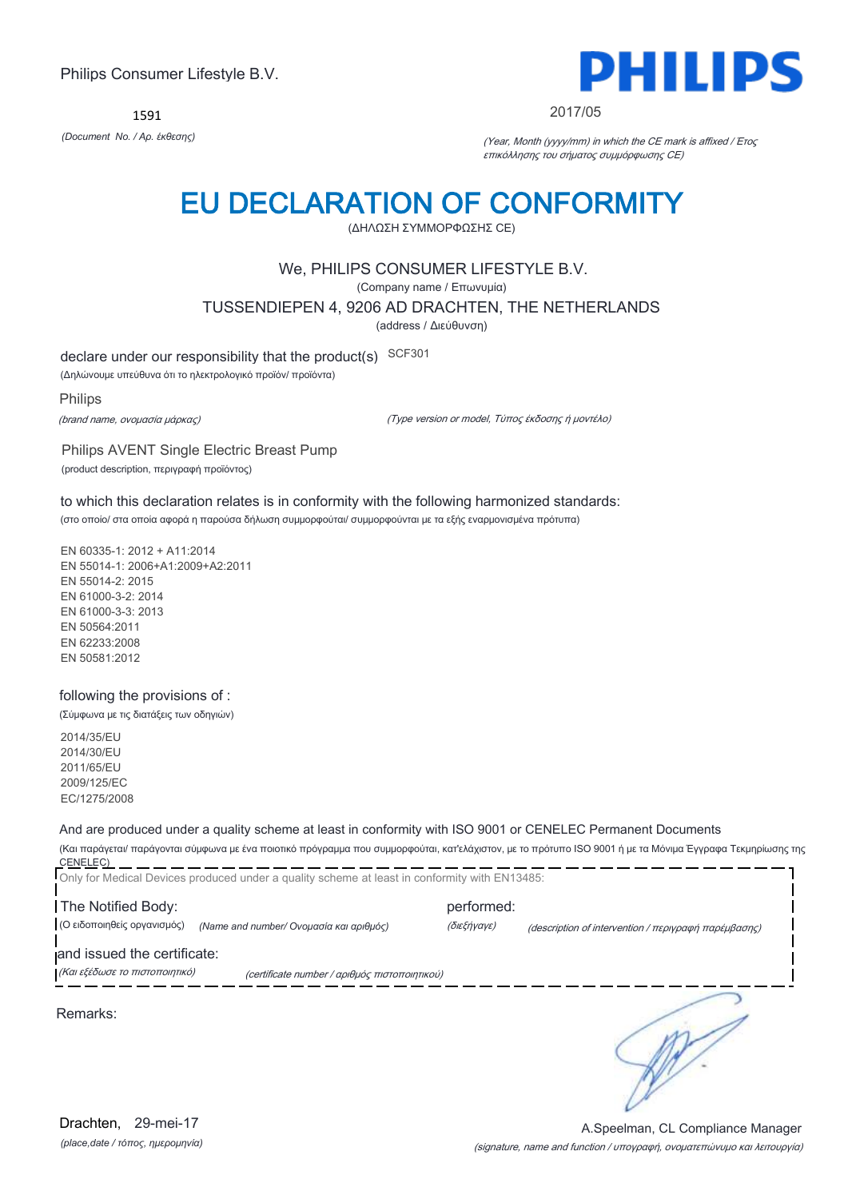Philips Consumer Lifestyle B.V.

1591

*(Document No. / Αρ. έκθεσης)*

PHILIPS

2017/05

*(Year, Month (yyyy/mm) in which the CE mark is affixed / Έτος επικόλλησης του σήματος συμμόρφωσης CE)*

# EU DECLARATION OF CONFORMITY

(ΔΗΛΩΣΗ ΣΥΜΜΟΡΦΩΣΗΣ CE)

We, PHILIPS CONSUMER LIFESTYLE B.V.

(Company name / Επωνυμία)

TUSSENDIEPEN 4, 9206 AD DRACHTEN, THE NETHERLANDS

(address / Διεύθυνση)

declare under our responsibility that the product(s) SCF301

(Δηλώνουμε υπεύθυνα ότι το ηλεκτρολογικό προϊόν/ προϊόντα)

Philips

*(brand name, ονομασία μάρκας)*

*(Type version or model, Τύπος έκδοσης ή μοντέλο)*

Philips AVENT Single Electric Breast Pump

(product description, περιγραφή προϊόντος)

to which this declaration relates is in conformity with the following harmonized standards:

(στο οποίο/ στα οποία αφορά η παρούσα δήλωση συμμορφούται/ συμμορφούνται με τα εξής εναρμονισμένα πρότυπα)

EN 60335-1: 2012 + A11:2014
EN 55014-1: 2006+A1:2009+A2:2011
EN 55014-2: 2015
EN 61000-3-2: 2014
EN 61000-3-3: 2013
EN 50564:2011
EN 62233:2008
EN 50581:2012

following the provisions of :

(Σύμφωνα με τις διατάξεις των οδηγιών)

2014/35/EU
2014/30/EU
2011/65/EU
2009/125/EC
EC/1275/2008

And are produced under a quality scheme at least in conformity with ISO 9001 or CENELEC Permanent Documents

(Και παράγεται/ παράγονται σύμφωνα με ένα ποιοτικό πρόγραμμα που συμμορφούται, κατ'ελάχιστον, με το πρότυπο ISO 9001 ή με τα Μόνιμα Έγγραφα Τεκμηρίωσης της CENELEC)

Only for Medical Devices produced under a quality scheme at least in conformity with EN13485:

The Notified Body: performed:

(Ο ειδοποιηθείς οργανισμός) *(Name and number/ Ονομασία και αριθμός)* *(διεξήγαγε)* *(description of intervention / περιγραφή παρέμβασης)*

and issued the certificate:

*(Και εξέδωσε το πιστοποιητικό)* *(certificate number / αριθμός πιστοποιητικού)*

Remarks:

Drachten, 29-mei-17

*(place,date / τόπος, ημερομηνία)*

A.Speelman, CL Compliance Manager

*(signature, name and function / υπογραφή, ονοματεπώνυμο και λειτουργία)*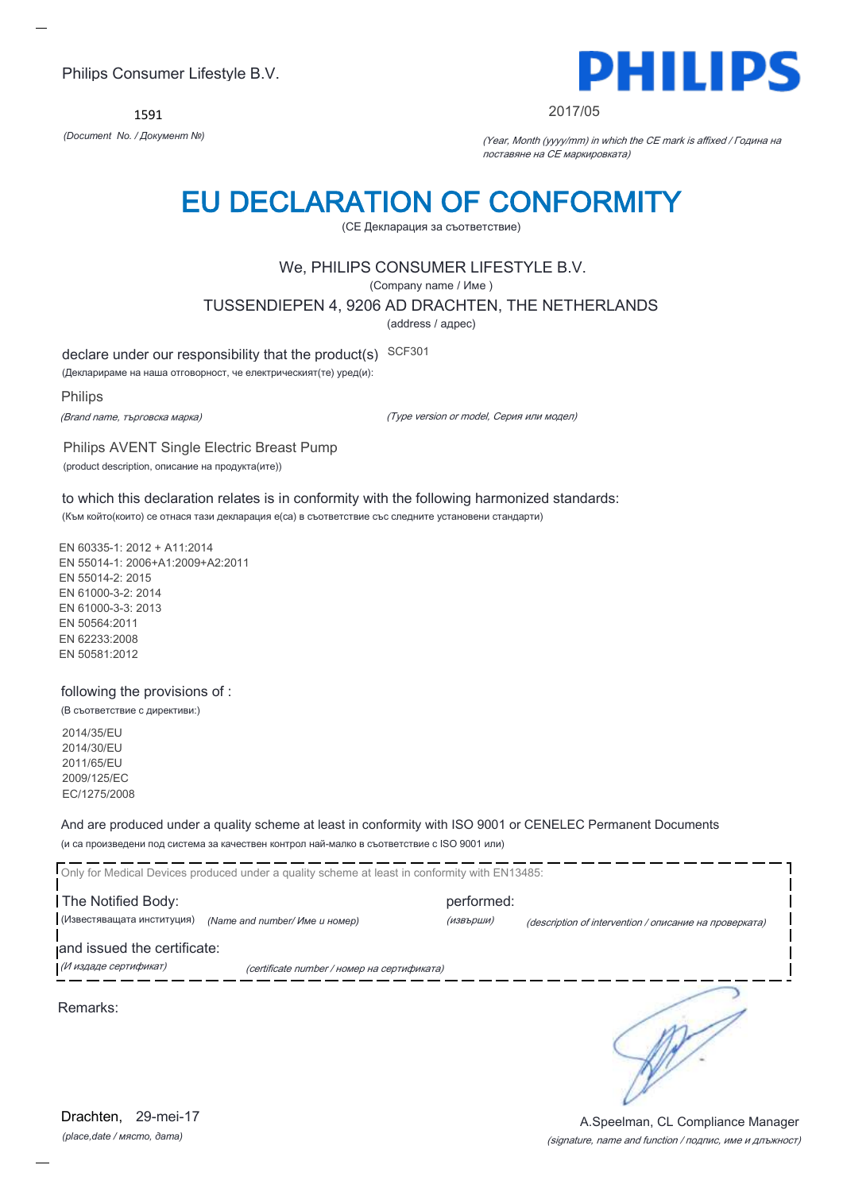Philips Consumer Lifestyle B.V.

1591

*(Document No. / Документ №)*

2017/05

*(Year, Month (yyyy/mm) in which the CE mark is affixed / Година на поставяне на CE маркировката)*

# EU DECLARATION OF CONFORMITY

(CE Декларация за съответствие)

We, PHILIPS CONSUMER LIFESTYLE B.V.

(Company name / Име )

TUSSENDIEPEN 4, 9206 AD DRACHTEN, THE NETHERLANDS

(address / адрес)

declare under our responsibility that the product(s) SCF301

(Декларираме на наша отговорност, че електрическият(те) уред(и):

Philips

*(Brand name, търговска марка)*

*(Type version or model, Серия или модел)*

Philips AVENT Single Electric Breast Pump

(product description, описание на продукта(ите))

to which this declaration relates is in conformity with the following harmonized standards:

(Към който(които) се отнася тази декларация е(са) в съответствие със следните установени стандарти)

EN 60335-1: 2012 + A11:2014
EN 55014-1: 2006+A1:2009+A2:2011
EN 55014-2: 2015
EN 61000-3-2: 2014
EN 61000-3-3: 2013
EN 50564:2011
EN 62233:2008
EN 50581:2012

following the provisions of :

(В съответствие с директиви:)

2014/35/EU
2014/30/EU
2011/65/EU
2009/125/EC
EC/1275/2008

And are produced under a quality scheme at least in conformity with ISO 9001 or CENELEC Permanent Documents

(и са произведени под система за качествен контрол най-малко в съответствие с ISO 9001 или)

Only for Medical Devices produced under a quality scheme at least in conformity with EN13485:

The Notified Body: performed:

(Известяващата институция) *(Name and number/ Име и номер)* *(извърши)* *(description of intervention / описание на проверката)*

and issued the certificate:

*(И издаде сертификат)* *(certificate number / номер на сертификата)*

Remarks:

Drachten, 29-mei-17

*(place,date / място, дата)*

A.Speelman, CL Compliance Manager

*(signature, name and function / подпис, име и длъжност)*